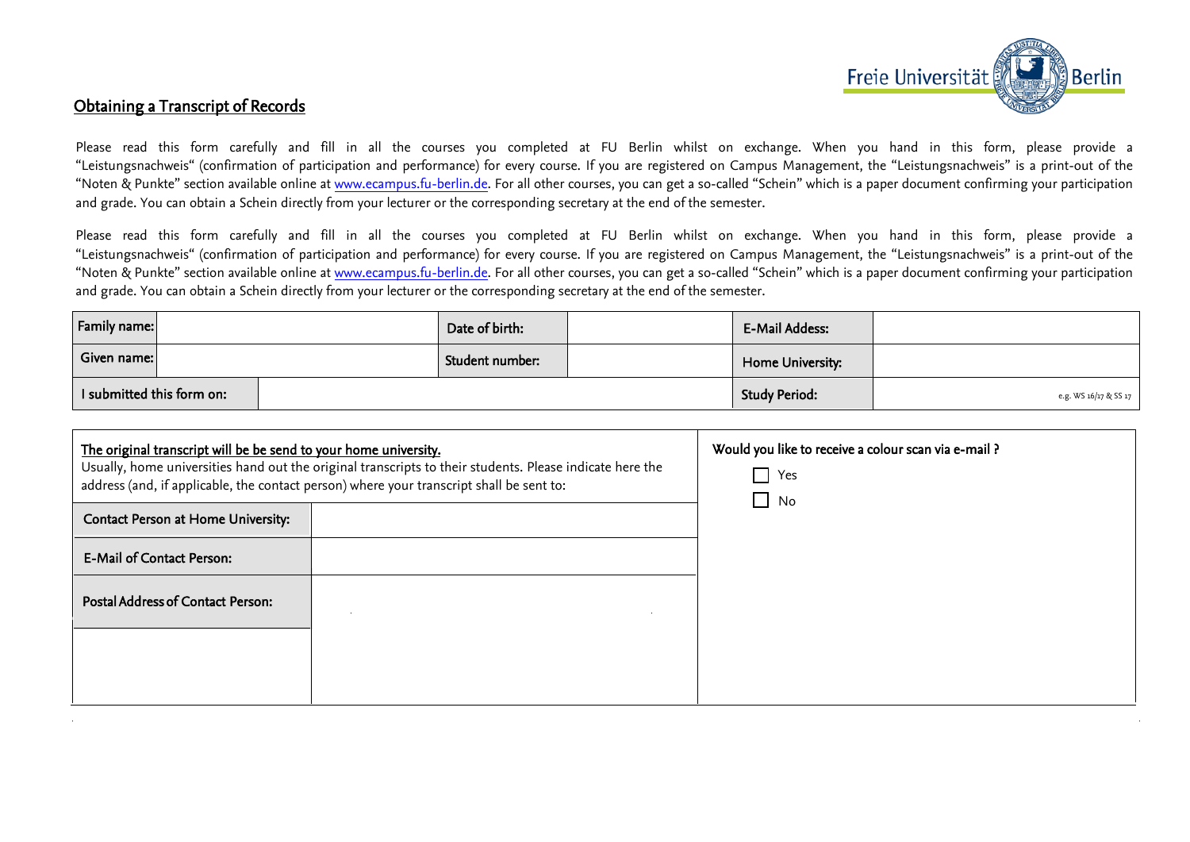Freie Universität Berlin

## Obtaining a Transcript of Records

Please read this form carefully and fill in all the courses you completed at FU Berlin whilst on exchange. When you hand in this form, please provide a "Leistungsnachweis" (confirmation of participation and performance) for every course. If you are registered on Campus Management, the "Leistungsnachweis" is a print-out of the "Noten & Punkte" section available online at www.ecampus.fu-berlin.de. For all other courses, you can get a so-called "Schein" which is a paper document confirming your participation and grade. You can obtain a Schein directly from your lecturer or the corresponding secretary at the end of the semester.

Please read this form carefully and fill in all the courses you completed at FU Berlin whilst on exchange. When you hand in this form, please provide a "Leistungsnachweis" (confirmation of participation and performance) for every course. If you are registered on Campus Management, the "Leistungsnachweis" is a print-out of the "Noten & Punkte" section available online at www.ecampus.fu-berlin.de. For all other courses, you can get a so-called "Schein" which is a paper document confirming your participation and grade. You can obtain a Schein directly from your lecturer or the corresponding secretary at the end of the semester.

| Family name: | | Date of birth: | | E-Mail Addess: | |
|---|---|---|---|---|---|
| Given name: | | Student number: | | Home University: | |
| I submitted this form on: | | | | Study Period: | e.g. WS 16/17 & SS 17 |

**The original transcript will be be send to your home university.**
Usually, home universities hand out the original transcripts to their students. Please indicate here the address (and, if applicable, the contact person) where your transcript shall be sent to:

| Contact Person at Home University: | |
|---|---|
| E-Mail of Contact Person: | |
| Postal Address of Contact Person: | |

Would you like to receive a colour scan via e-mail ?

- ☐ Yes
- ☐ No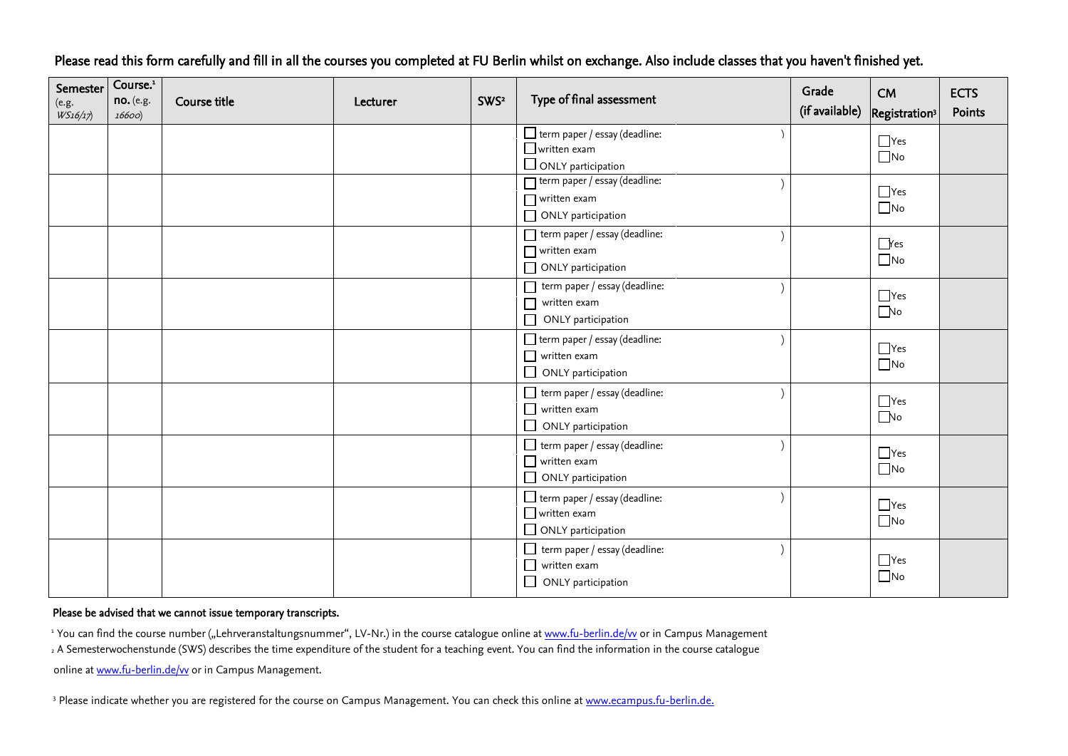Please read this form carefully and fill in all the courses you completed at FU Berlin whilst on exchange. Also include classes that you haven't finished yet.

| Semester (e.g. WS16/17) | Course.[1] no. (e.g. 16600) | Course title | Lecturer | SWS[2] | Type of final assessment | Grade (if available) | CM Registration[3] | ECTS Points |
|---|---|---|---|---|---|---|---|---|
| | | | | | ☐ term paper / essay (deadline: ) ☐ written exam ☐ ONLY participation | | ☐ Yes ☐ No | |
| | | | | | ☐ term paper / essay (deadline: ) ☐ written exam ☐ ONLY participation | | ☐ Yes ☐ No | |
| | | | | | ☐ term paper / essay (deadline: ) ☐ written exam ☐ ONLY participation | | ☐ Yes ☐ No | |
| | | | | | ☐ term paper / essay (deadline: ) ☐ written exam ☐ ONLY participation | | ☐ Yes ☐ No | |
| | | | | | ☐ term paper / essay (deadline: ) ☐ written exam ☐ ONLY participation | | ☐ Yes ☐ No | |
| | | | | | ☐ term paper / essay (deadline: ) ☐ written exam ☐ ONLY participation | | ☐ Yes ☐ No | |
| | | | | | ☐ term paper / essay (deadline: ) ☐ written exam ☐ ONLY participation | | ☐ Yes ☐ No | |
| | | | | | ☐ term paper / essay (deadline: ) ☐ written exam ☐ ONLY participation | | ☐ Yes ☐ No | |
| | | | | | ☐ term paper / essay (deadline: ) ☐ written exam ☐ ONLY participation | | ☐ Yes ☐ No | |

**Please be advised that we cannot issue temporary transcripts.**

[1] You can find the course number („Lehrveranstaltungsnummer", LV-Nr.) in the course catalogue online at www.fu-berlin.de/vv or in Campus Management

[2] A Semesterwochenstunde (SWS) describes the time expenditure of the student for a teaching event. You can find the information in the course catalogue online at www.fu-berlin.de/vv or in Campus Management.

[3] Please indicate whether you are registered for the course on Campus Management. You can check this online at www.ecampus.fu-berlin.de.